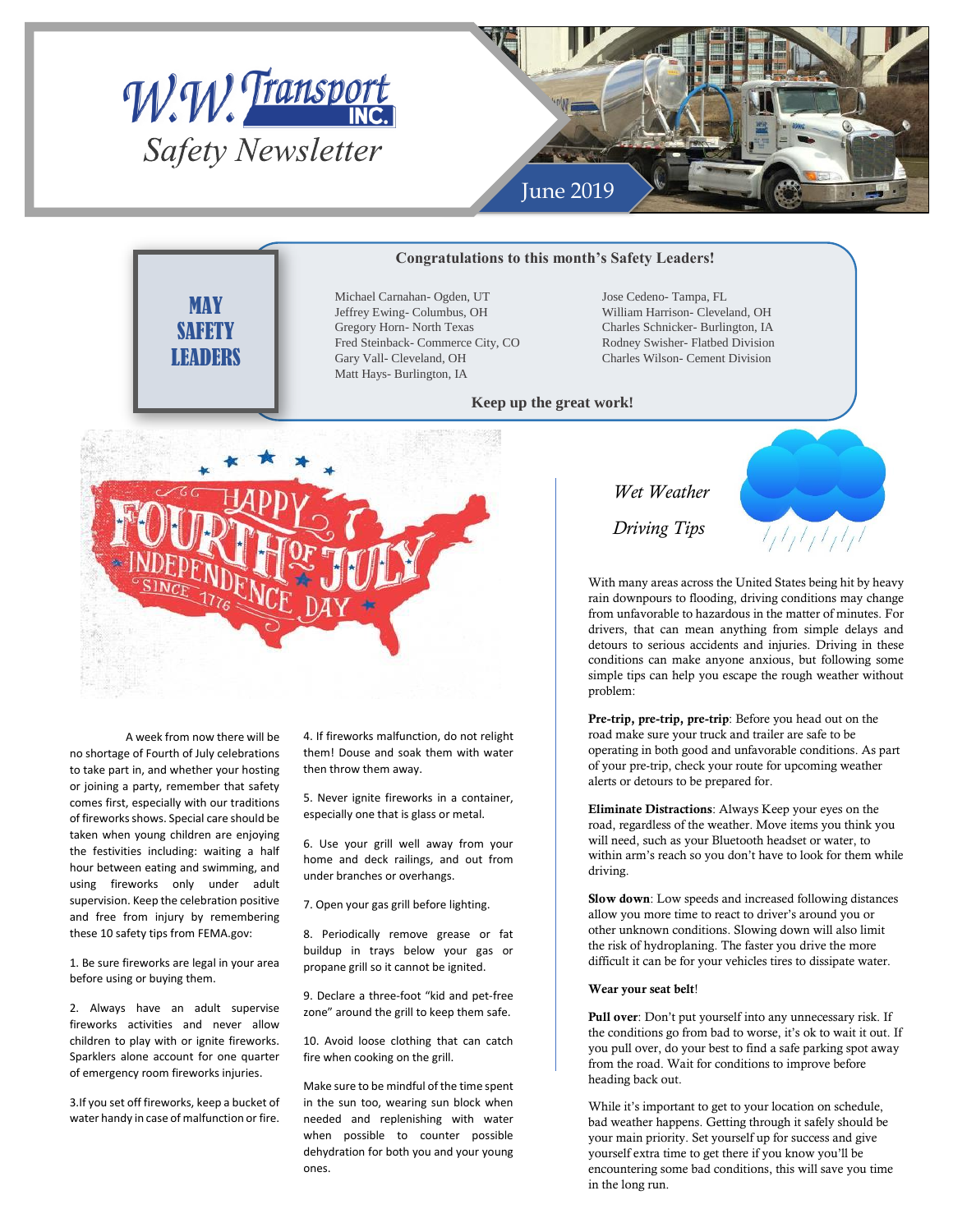# W.W. Transport INC. Safety Newsletter

June 2019

## MAY SAFETY LEADERS

**Congratulations to this month's Safety Leaders!**

Michael Carnahan- Ogden, UT
Jeffrey Ewing- Columbus, OH
Gregory Horn- North Texas
Fred Steinback- Commerce City, CO
Gary Vall- Cleveland, OH
Matt Hays- Burlington, IA
Jose Cedeno- Tampa, FL
William Harrison- Cleveland, OH
Charles Schnicker- Burlington, IA
Rodney Swisher- Flatbed Division
Charles Wilson- Cement Division

**Keep up the great work!**

A week from now there will be no shortage of Fourth of July celebrations to take part in, and whether your hosting or joining a party, remember that safety comes first, especially with our traditions of fireworks shows. Special care should be taken when young children are enjoying the festivities including: waiting a half hour between eating and swimming, and using fireworks only under adult supervision. Keep the celebration positive and free from injury by remembering these 10 safety tips from FEMA.gov:

1. Be sure fireworks are legal in your area before using or buying them.

2. Always have an adult supervise fireworks activities and never allow children to play with or ignite fireworks. Sparklers alone account for one quarter of emergency room fireworks injuries.

3. If you set off fireworks, keep a bucket of water handy in case of malfunction or fire.

4. If fireworks malfunction, do not relight them! Douse and soak them with water then throw them away.

5. Never ignite fireworks in a container, especially one that is glass or metal.

6. Use your grill well away from your home and deck railings, and out from under branches or overhangs.

7. Open your gas grill before lighting.

8. Periodically remove grease or fat buildup in trays below your gas or propane grill so it cannot be ignited.

9. Declare a three-foot "kid and pet-free zone" around the grill to keep them safe.

10. Avoid loose clothing that can catch fire when cooking on the grill.

Make sure to be mindful of the time spent in the sun too, wearing sun block when needed and replenishing with water when possible to counter possible dehydration for both you and your young ones.

## *Wet Weather Driving Tips*

With many areas across the United States being hit by heavy rain downpours to flooding, driving conditions may change from unfavorable to hazardous in the matter of minutes. For drivers, that can mean anything from simple delays and detours to serious accidents and injuries. Driving in these conditions can make anyone anxious, but following some simple tips can help you escape the rough weather without problem:

**Pre-trip, pre-trip, pre-trip**: Before you head out on the road make sure your truck and trailer are safe to be operating in both good and unfavorable conditions. As part of your pre-trip, check your route for upcoming weather alerts or detours to be prepared for.

**Eliminate Distractions**: Always Keep your eyes on the road, regardless of the weather. Move items you think you will need, such as your Bluetooth headset or water, to within arm's reach so you don't have to look for them while driving.

**Slow down**: Low speeds and increased following distances allow you more time to react to driver's around you or other unknown conditions. Slowing down will also limit the risk of hydroplaning. The faster you drive the more difficult it can be for your vehicles tires to dissipate water.

**Wear your seat belt**!

**Pull over**: Don't put yourself into any unnecessary risk. If the conditions go from bad to worse, it's ok to wait it out. If you pull over, do your best to find a safe parking spot away from the road. Wait for conditions to improve before heading back out.

While it's important to get to your location on schedule, bad weather happens. Getting through it safely should be your main priority. Set yourself up for success and give yourself extra time to get there if you know you'll be encountering some bad conditions, this will save you time in the long run.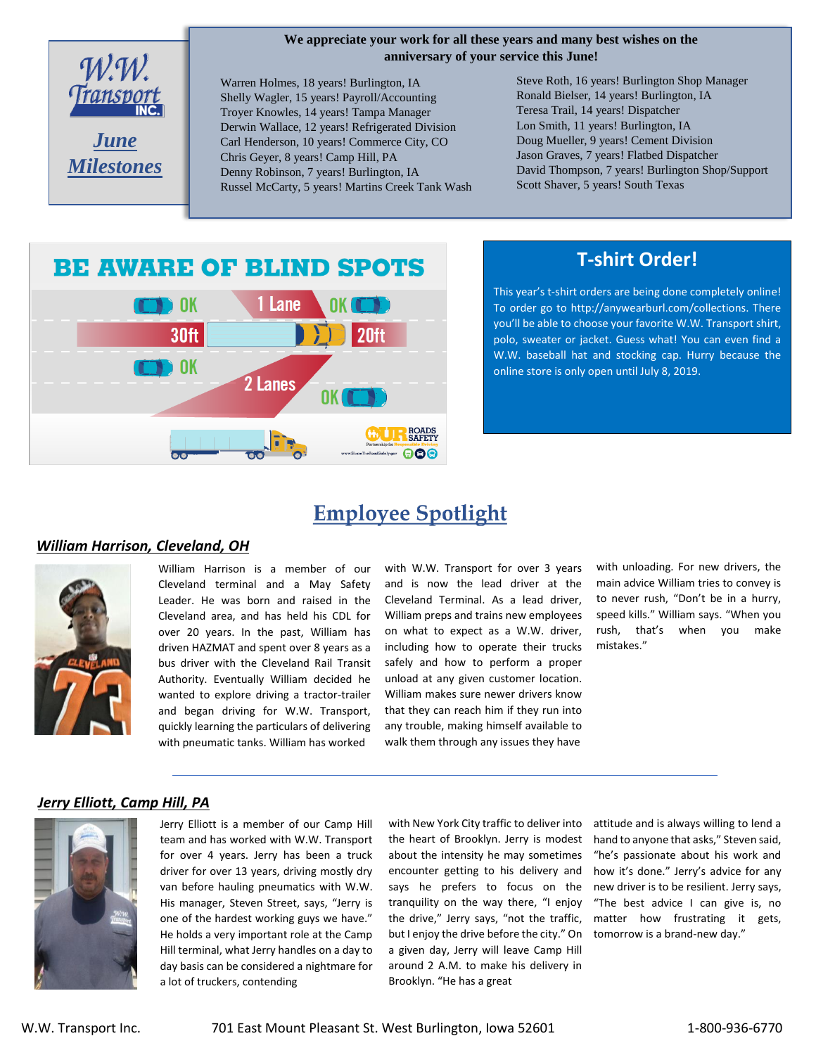## W.W. Transport INC.

## *June Milestones*

**We appreciate your work for all these years and many best wishes on the anniversary of your service this June!**

Warren Holmes, 18 years! Burlington, IA
Shelly Wagler, 15 years! Payroll/Accounting
Troyer Knowles, 14 years! Tampa Manager
Derwin Wallace, 12 years! Refrigerated Division
Carl Henderson, 10 years! Commerce City, CO
Chris Geyer, 8 years! Camp Hill, PA
Denny Robinson, 7 years! Burlington, IA
Russel McCarty, 5 years! Martins Creek Tank Wash

Steve Roth, 16 years! Burlington Shop Manager
Ronald Bielser, 14 years! Burlington, IA
Teresa Trail, 14 years! Dispatcher
Lon Smith, 11 years! Burlington, IA
Doug Mueller, 9 years! Cement Division
Jason Graves, 7 years! Flatbed Dispatcher
David Thompson, 7 years! Burlington Shop/Support
Scott Shaver, 5 years! South Texas

## BE AWARE OF BLIND SPOTS

OK
1 Lane
OK
30ft
20ft
OK
2 Lanes
OK

OUR ROADS SAFETY
Partnership for Responsible Driving
www.ShareTheRoadSafely.gov

## T-shirt Order!

This year's t-shirt orders are being done completely online! To order go to http://anywearburl.com/collections. There you'll be able to choose your favorite W.W. Transport shirt, polo, sweater or jacket. Guess what! You can even find a W.W. baseball hat and stocking cap. Hurry because the online store is only open until July 8, 2019.

## Employee Spotlight

### *William Harrison, Cleveland, OH*

William Harrison is a member of our Cleveland terminal and a May Safety Leader. He was born and raised in the Cleveland area, and has held his CDL for over 20 years. In the past, William has driven HAZMAT and spent over 8 years as a bus driver with the Cleveland Rail Transit Authority. Eventually William decided he wanted to explore driving a tractor-trailer and began driving for W.W. Transport, quickly learning the particulars of delivering with pneumatic tanks. William has worked with W.W. Transport for over 3 years and is now the lead driver at the Cleveland Terminal. As a lead driver, William preps and trains new employees on what to expect as a W.W. driver, including how to operate their trucks safely and how to perform a proper unload at any given customer location. William makes sure newer drivers know that they can reach him if they run into any trouble, making himself available to walk them through any issues they have with unloading. For new drivers, the main advice William tries to convey is to never rush, "Don't be in a hurry, speed kills." William says. "When you rush, that's when you make mistakes."

### *Jerry Elliott, Camp Hill, PA*

Jerry Elliott is a member of our Camp Hill team and has worked with W.W. Transport for over 4 years. Jerry has been a truck driver for over 13 years, driving mostly dry van before hauling pneumatics with W.W. His manager, Steven Street, says, "Jerry is one of the hardest working guys we have." He holds a very important role at the Camp Hill terminal, what Jerry handles on a day to day basis can be considered a nightmare for a lot of truckers, contending with New York City traffic to deliver into the heart of Brooklyn. Jerry is modest about the intensity he may sometimes encounter getting to his delivery and says he prefers to focus on the tranquility on the way there, "I enjoy the drive," Jerry says, "not the traffic, but I enjoy the drive before the city." On a given day, Jerry will leave Camp Hill around 2 A.M. to make his delivery in Brooklyn. "He has a great attitude and is always willing to lend a hand to anyone that asks," Steven said, "he's passionate about his work and how it's done." Jerry's advice for any new driver is to be resilient. Jerry says, "The best advice I can give is, no matter how frustrating it gets, tomorrow is a brand-new day."

W.W. Transport Inc. 701 East Mount Pleasant St. West Burlington, Iowa 52601 1-800-936-6770